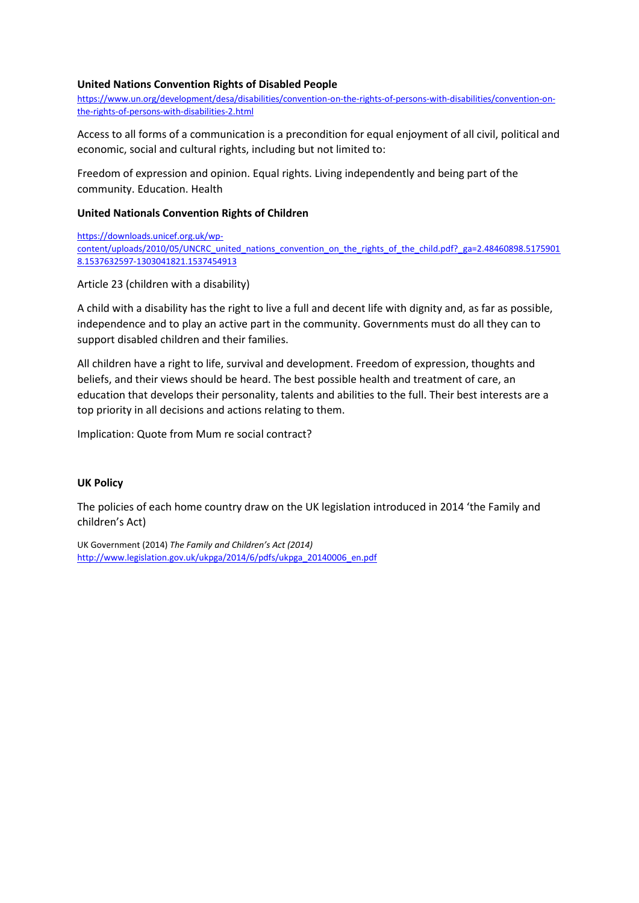**United Nations Convention Rights of Disabled People**

https://www.un.org/development/desa/disabilities/convention-on-the-rights-of-persons-with-disabilities/convention-on-the-rights-of-persons-with-disabilities-2.html

Access to all forms of a communication is a precondition for equal enjoyment of all civil, political and economic, social and cultural rights, including but not limited to:

Freedom of expression and opinion. Equal rights. Living independently and being part of the community. Education. Health

**United Nationals Convention Rights of Children**

https://downloads.unicef.org.uk/wp-content/uploads/2010/05/UNCRC_united_nations_convention_on_the_rights_of_the_child.pdf?_ga=2.48460898.51759018.1537632597-1303041821.1537454913

Article 23 (children with a disability)

A child with a disability has the right to live a full and decent life with dignity and, as far as possible, independence and to play an active part in the community. Governments must do all they can to support disabled children and their families.

All children have a right to life, survival and development. Freedom of expression, thoughts and beliefs, and their views should be heard. The best possible health and treatment of care, an education that develops their personality, talents and abilities to the full. Their best interests are a top priority in all decisions and actions relating to them.

Implication: Quote from Mum re social contract?

**UK Policy**

The policies of each home country draw on the UK legislation introduced in 2014 'the Family and children's Act)

UK Government (2014) *The Family and Children's Act (2014)*
http://www.legislation.gov.uk/ukpga/2014/6/pdfs/ukpga_20140006_en.pdf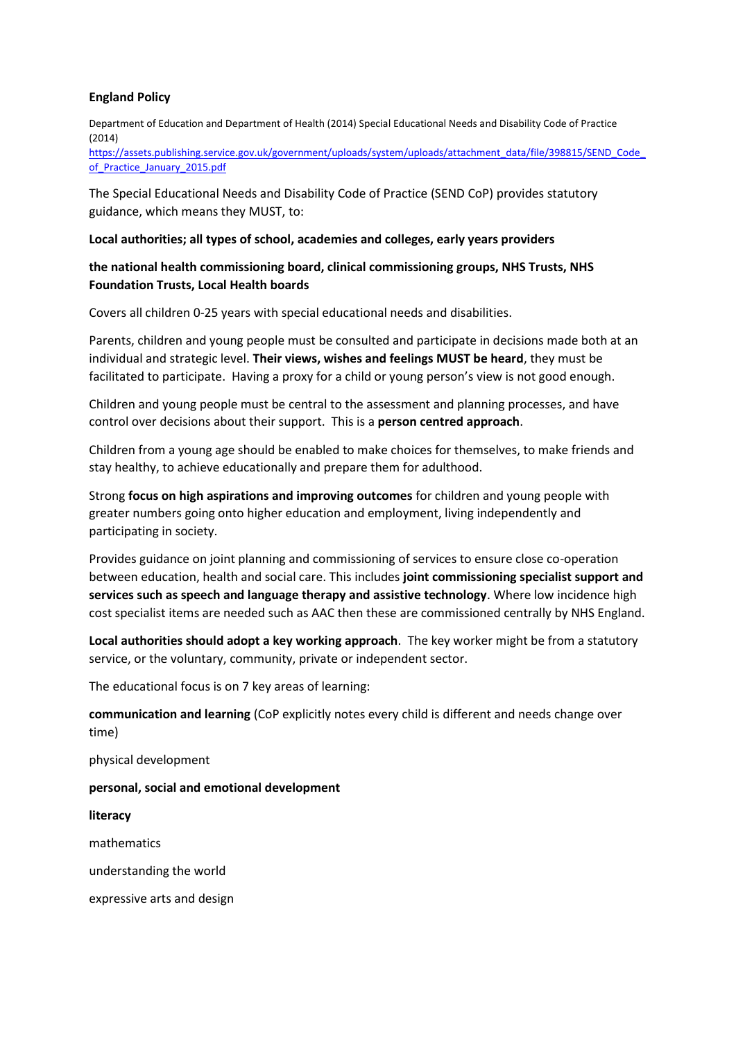**England Policy**

Department of Education and Department of Health (2014) Special Educational Needs and Disability Code of Practice (2014)
[https://assets.publishing.service.gov.uk/government/uploads/system/uploads/attachment_data/file/398815/SEND_Code_of_Practice_January_2015.pdf](https://assets.publishing.service.gov.uk/government/uploads/system/uploads/attachment_data/file/398815/SEND_Code_of_Practice_January_2015.pdf)

The Special Educational Needs and Disability Code of Practice (SEND CoP) provides statutory guidance, which means they MUST, to:

**Local authorities; all types of school, academies and colleges, early years providers**

**the national health commissioning board, clinical commissioning groups, NHS Trusts, NHS Foundation Trusts, Local Health boards**

Covers all children 0-25 years with special educational needs and disabilities.

Parents, children and young people must be consulted and participate in decisions made both at an individual and strategic level. **Their views, wishes and feelings MUST be heard**, they must be facilitated to participate. Having a proxy for a child or young person's view is not good enough.

Children and young people must be central to the assessment and planning processes, and have control over decisions about their support. This is a **person centred approach**.

Children from a young age should be enabled to make choices for themselves, to make friends and stay healthy, to achieve educationally and prepare them for adulthood.

Strong **focus on high aspirations and improving outcomes** for children and young people with greater numbers going onto higher education and employment, living independently and participating in society.

Provides guidance on joint planning and commissioning of services to ensure close co-operation between education, health and social care. This includes **joint commissioning specialist support and services such as speech and language therapy and assistive technology**. Where low incidence high cost specialist items are needed such as AAC then these are commissioned centrally by NHS England.

**Local authorities should adopt a key working approach**. The key worker might be from a statutory service, or the voluntary, community, private or independent sector.

The educational focus is on 7 key areas of learning:

**communication and learning** (CoP explicitly notes every child is different and needs change over time)

physical development

**personal, social and emotional development**

**literacy**

mathematics

understanding the world

expressive arts and design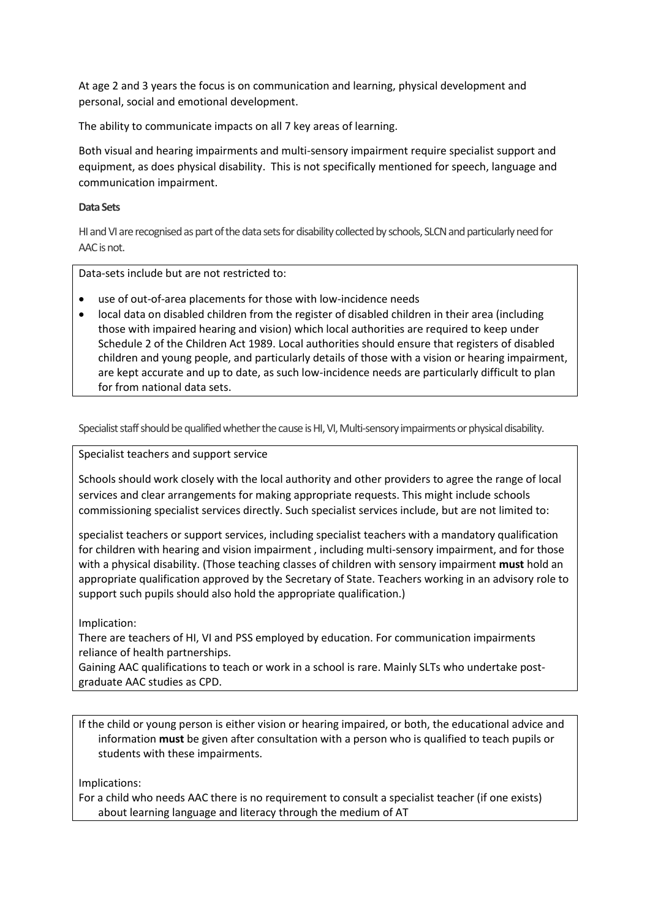At age 2 and 3 years the focus is on communication and learning, physical development and personal, social and emotional development.

The ability to communicate impacts on all 7 key areas of learning.

Both visual and hearing impairments and multi-sensory impairment require specialist support and equipment, as does physical disability. This is not specifically mentioned for speech, language and communication impairment.

**Data Sets**

HI and VI are recognised as part of the data sets for disability collected by schools, SLCN and particularly need for AAC is not.

> Data-sets include but are not restricted to:
>
> - use of out-of-area placements for those with low-incidence needs
> - local data on disabled children from the register of disabled children in their area (including those with impaired hearing and vision) which local authorities are required to keep under Schedule 2 of the Children Act 1989. Local authorities should ensure that registers of disabled children and young people, and particularly details of those with a vision or hearing impairment, are kept accurate and up to date, as such low-incidence needs are particularly difficult to plan for from national data sets.

Specialist staff should be qualified whether the cause is HI, VI, Multi-sensory impairments or physical disability.

> Specialist teachers and support service
>
> Schools should work closely with the local authority and other providers to agree the range of local services and clear arrangements for making appropriate requests. This might include schools commissioning specialist services directly. Such specialist services include, but are not limited to:
>
> specialist teachers or support services, including specialist teachers with a mandatory qualification for children with hearing and vision impairment , including multi-sensory impairment, and for those with a physical disability. (Those teaching classes of children with sensory impairment **must** hold an appropriate qualification approved by the Secretary of State. Teachers working in an advisory role to support such pupils should also hold the appropriate qualification.)
>
> Implication:
> There are teachers of HI, VI and PSS employed by education. For communication impairments reliance of health partnerships.
> Gaining AAC qualifications to teach or work in a school is rare. Mainly SLTs who undertake post-graduate AAC studies as CPD.

> If the child or young person is either vision or hearing impaired, or both, the educational advice and information **must** be given after consultation with a person who is qualified to teach pupils or students with these impairments.
>
> Implications:
> For a child who needs AAC there is no requirement to consult a specialist teacher (if one exists) about learning language and literacy through the medium of AT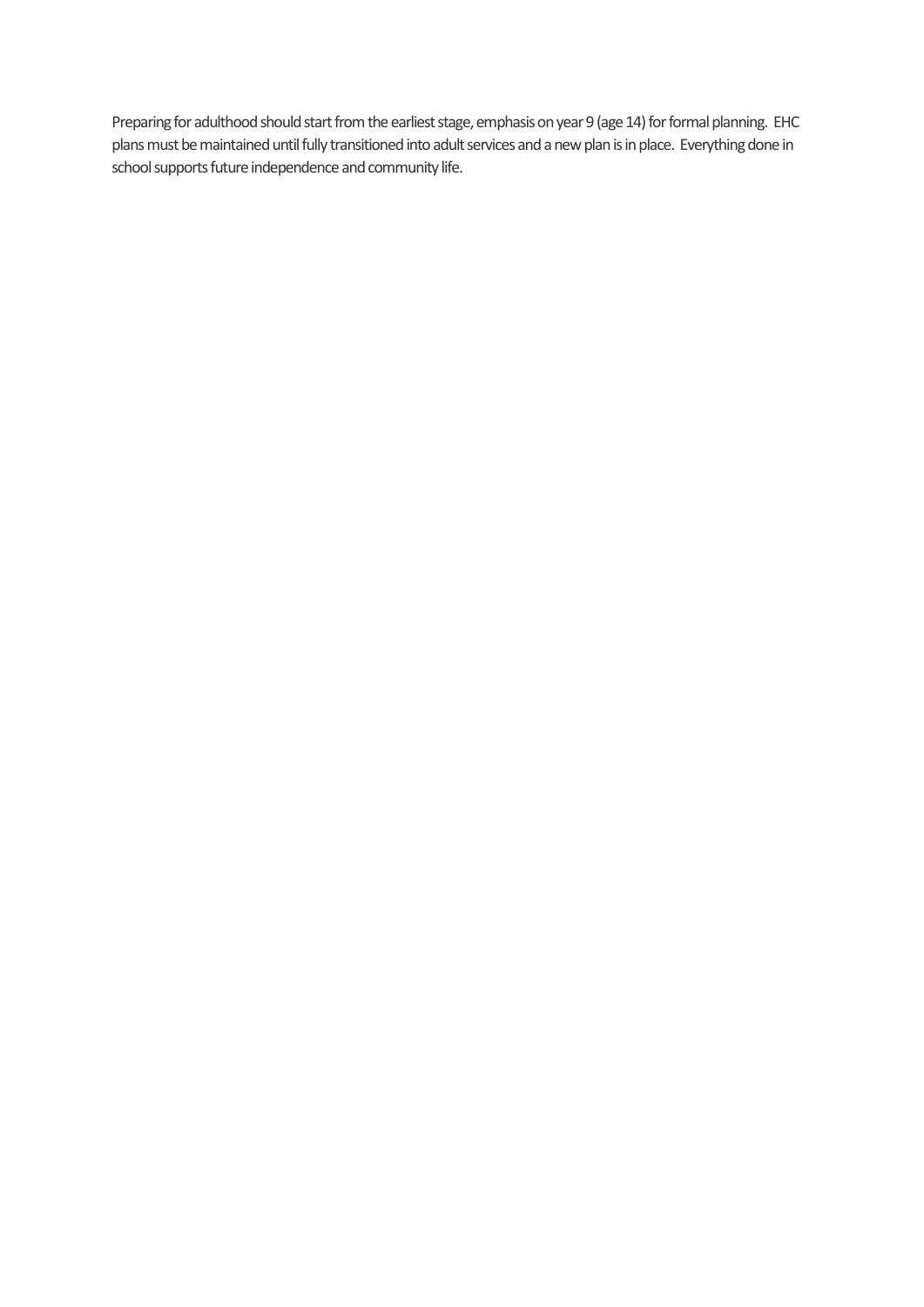Preparing for adulthood should start from the earliest stage, emphasis on year 9 (age 14) for formal planning. EHC plans must be maintained until fully transitioned into adult services and a new plan is in place. Everything done in school supports future independence and community life.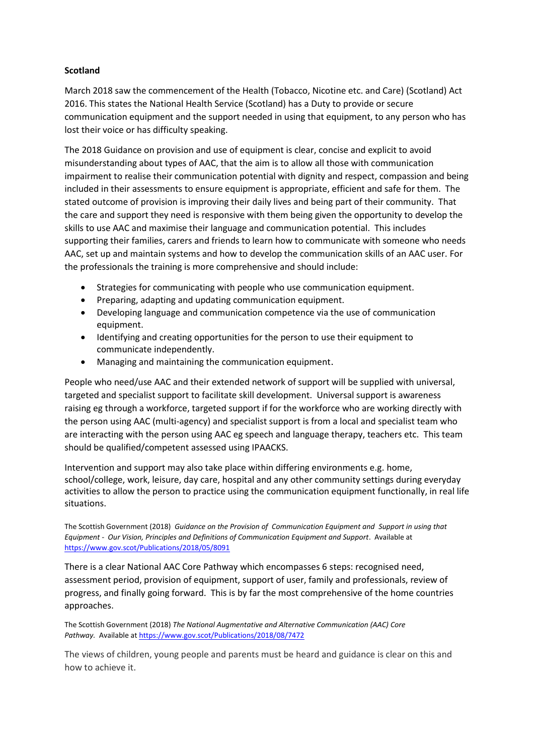**Scotland**

March 2018 saw the commencement of the Health (Tobacco, Nicotine etc. and Care) (Scotland) Act 2016. This states the National Health Service (Scotland) has a Duty to provide or secure communication equipment and the support needed in using that equipment, to any person who has lost their voice or has difficulty speaking.

The 2018 Guidance on provision and use of equipment is clear, concise and explicit to avoid misunderstanding about types of AAC, that the aim is to allow all those with communication impairment to realise their communication potential with dignity and respect, compassion and being included in their assessments to ensure equipment is appropriate, efficient and safe for them. The stated outcome of provision is improving their daily lives and being part of their community. That the care and support they need is responsive with them being given the opportunity to develop the skills to use AAC and maximise their language and communication potential. This includes supporting their families, carers and friends to learn how to communicate with someone who needs AAC, set up and maintain systems and how to develop the communication skills of an AAC user. For the professionals the training is more comprehensive and should include:

- Strategies for communicating with people who use communication equipment.
- Preparing, adapting and updating communication equipment.
- Developing language and communication competence via the use of communication equipment.
- Identifying and creating opportunities for the person to use their equipment to communicate independently.
- Managing and maintaining the communication equipment.

People who need/use AAC and their extended network of support will be supplied with universal, targeted and specialist support to facilitate skill development. Universal support is awareness raising eg through a workforce, targeted support if for the workforce who are working directly with the person using AAC (multi-agency) and specialist support is from a local and specialist team who are interacting with the person using AAC eg speech and language therapy, teachers etc. This team should be qualified/competent assessed using IPAACKS.

Intervention and support may also take place within differing environments e.g. home, school/college, work, leisure, day care, hospital and any other community settings during everyday activities to allow the person to practice using the communication equipment functionally, in real life situations.

The Scottish Government (2018) *Guidance on the Provision of Communication Equipment and Support in using that Equipment - Our Vision, Principles and Definitions of Communication Equipment and Support*. Available at https://www.gov.scot/Publications/2018/05/8091

There is a clear National AAC Core Pathway which encompasses 6 steps: recognised need, assessment period, provision of equipment, support of user, family and professionals, review of progress, and finally going forward. This is by far the most comprehensive of the home countries approaches.

The Scottish Government (2018) *The National Augmentative and Alternative Communication (AAC) Core Pathway.* Available at https://www.gov.scot/Publications/2018/08/7472

The views of children, young people and parents must be heard and guidance is clear on this and how to achieve it.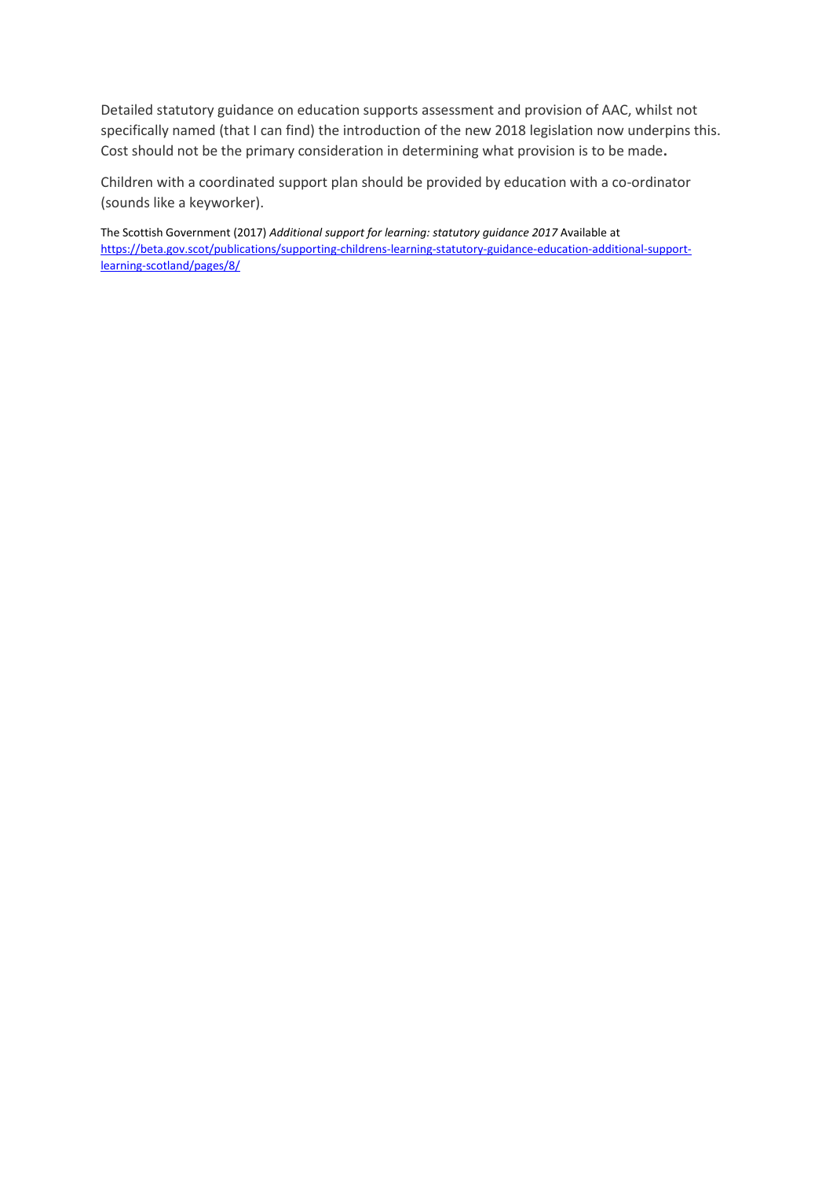Detailed statutory guidance on education supports assessment and provision of AAC, whilst not specifically named (that I can find) the introduction of the new 2018 legislation now underpins this. Cost should not be the primary consideration in determining what provision is to be made**.**

Children with a coordinated support plan should be provided by education with a co-ordinator (sounds like a keyworker).

The Scottish Government (2017) *Additional support for learning: statutory guidance 2017* Available at [https://beta.gov.scot/publications/supporting-childrens-learning-statutory-guidance-education-additional-support-learning-scotland/pages/8/](https://beta.gov.scot/publications/supporting-childrens-learning-statutory-guidance-education-additional-support-learning-scotland/pages/8/)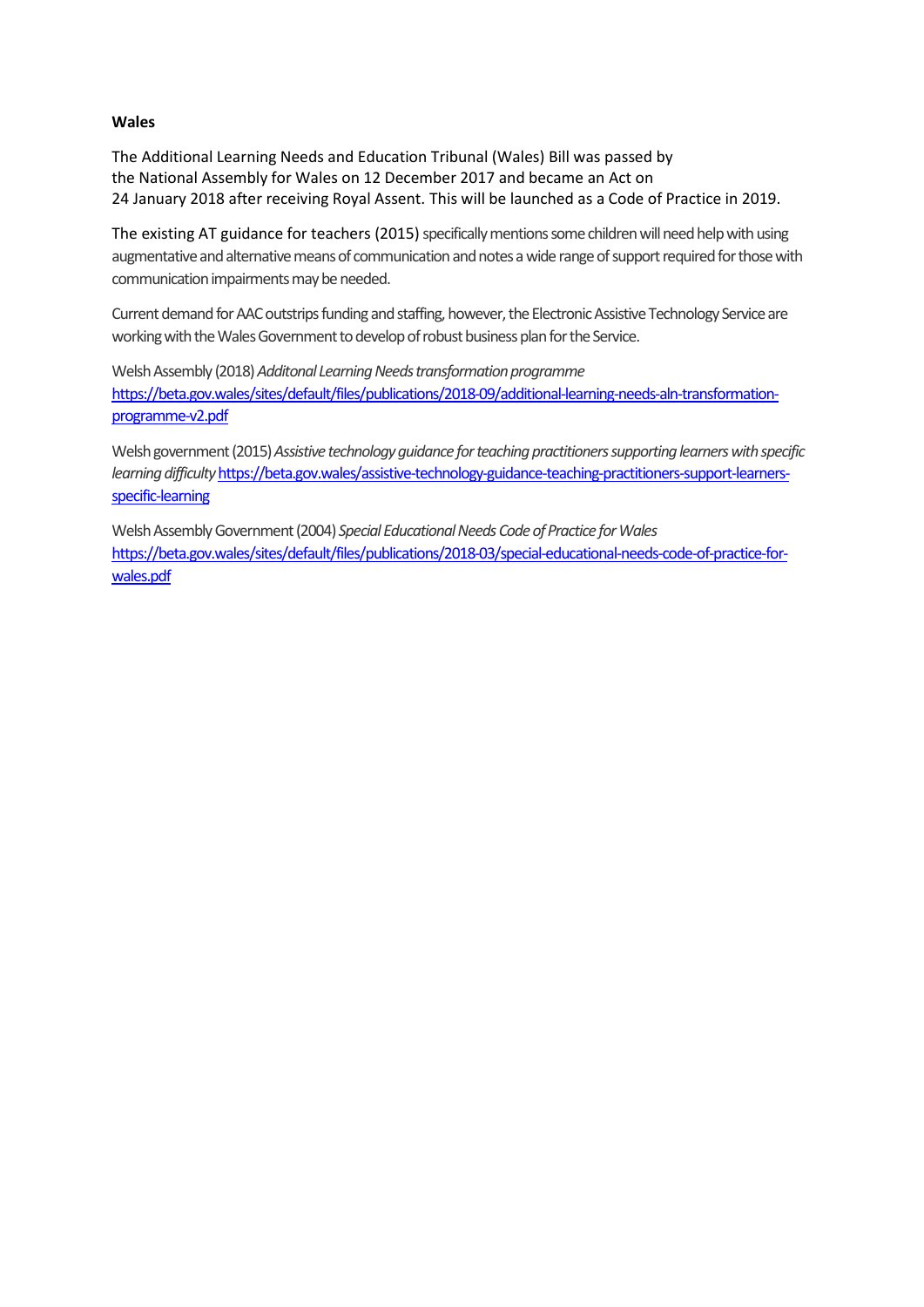**Wales**

The Additional Learning Needs and Education Tribunal (Wales) Bill was passed by the National Assembly for Wales on 12 December 2017 and became an Act on 24 January 2018 after receiving Royal Assent. This will be launched as a Code of Practice in 2019.

The existing AT guidance for teachers (2015) specifically mentions some children will need help with using augmentative and alternative means of communication and notes a wide range of support required for those with communication impairments may be needed.

Current demand for AAC outstrips funding and staffing, however, the Electronic Assistive Technology Service are working with the Wales Government to develop of robust business plan for the Service.

Welsh Assembly (2018) *Additonal Learning Needs transformation programme* [https://beta.gov.wales/sites/default/files/publications/2018-09/additional-learning-needs-aln-transformation-programme-v2.pdf](https://beta.gov.wales/sites/default/files/publications/2018-09/additional-learning-needs-aln-transformation-programme-v2.pdf)

Welsh government (2015) *Assistive technology guidance for teaching practitioners supporting learners with specific learning difficulty* [https://beta.gov.wales/assistive-technology-guidance-teaching-practitioners-support-learners-specific-learning](https://beta.gov.wales/assistive-technology-guidance-teaching-practitioners-support-learners-specific-learning)

Welsh Assembly Government (2004) *Special Educational Needs Code of Practice for Wales* [https://beta.gov.wales/sites/default/files/publications/2018-03/special-educational-needs-code-of-practice-for-wales.pdf](https://beta.gov.wales/sites/default/files/publications/2018-03/special-educational-needs-code-of-practice-for-wales.pdf)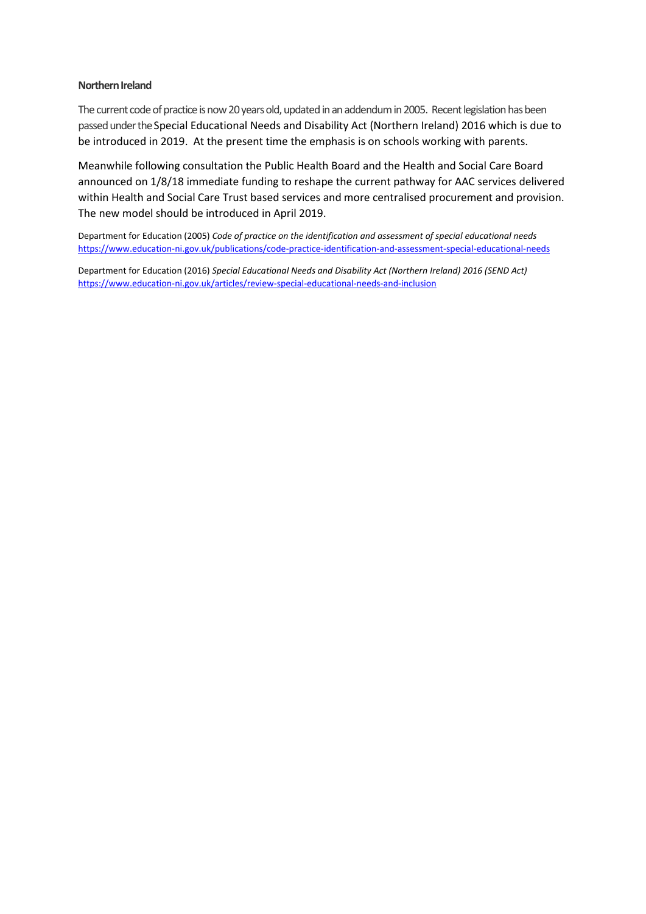**Northern Ireland**

The current code of practice is now 20 years old, updated in an addendum in 2005. Recent legislation has been passed under the Special Educational Needs and Disability Act (Northern Ireland) 2016 which is due to be introduced in 2019. At the present time the emphasis is on schools working with parents.

Meanwhile following consultation the Public Health Board and the Health and Social Care Board announced on 1/8/18 immediate funding to reshape the current pathway for AAC services delivered within Health and Social Care Trust based services and more centralised procurement and provision. The new model should be introduced in April 2019.

Department for Education (2005) *Code of practice on the identification and assessment of special educational needs* https://www.education-ni.gov.uk/publications/code-practice-identification-and-assessment-special-educational-needs

Department for Education (2016) *Special Educational Needs and Disability Act (Northern Ireland) 2016 (SEND Act)* https://www.education-ni.gov.uk/articles/review-special-educational-needs-and-inclusion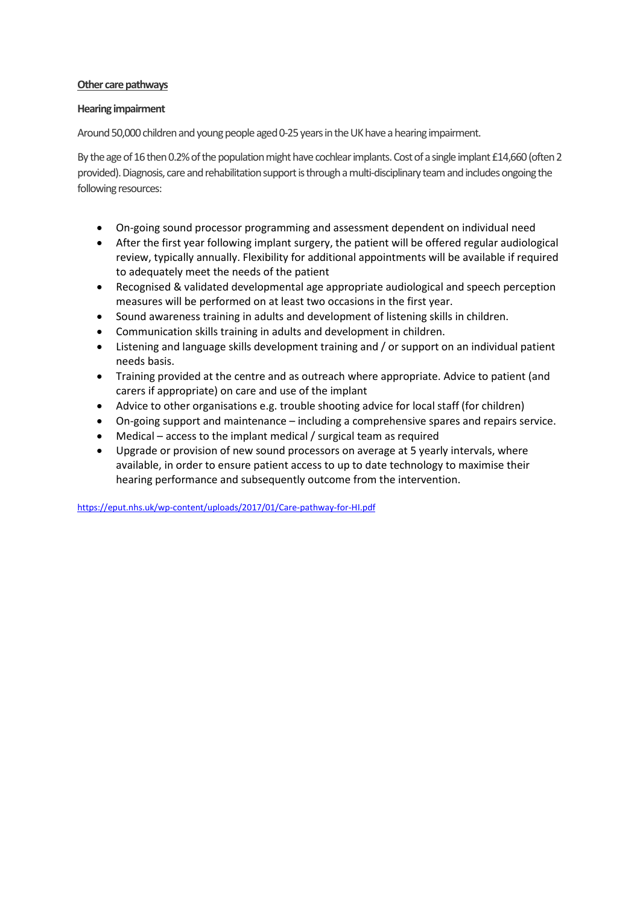**<u>Other care pathways</u>**

**Hearing impairment**

Around 50,000 children and young people aged 0-25 years in the UK have a hearing impairment.

By the age of 16 then 0.2% of the population might have cochlear implants. Cost of a single implant £14,660 (often 2 provided). Diagnosis, care and rehabilitation support is through a multi-disciplinary team and includes ongoing the following resources:

- On-going sound processor programming and assessment dependent on individual need
- After the first year following implant surgery, the patient will be offered regular audiological review, typically annually. Flexibility for additional appointments will be available if required to adequately meet the needs of the patient
- Recognised & validated developmental age appropriate audiological and speech perception measures will be performed on at least two occasions in the first year.
- Sound awareness training in adults and development of listening skills in children.
- Communication skills training in adults and development in children.
- Listening and language skills development training and / or support on an individual patient needs basis.
- Training provided at the centre and as outreach where appropriate. Advice to patient (and carers if appropriate) on care and use of the implant
- Advice to other organisations e.g. trouble shooting advice for local staff (for children)
- On-going support and maintenance – including a comprehensive spares and repairs service.
- Medical – access to the implant medical / surgical team as required
- Upgrade or provision of new sound processors on average at 5 yearly intervals, where available, in order to ensure patient access to up to date technology to maximise their hearing performance and subsequently outcome from the intervention.

https://eput.nhs.uk/wp-content/uploads/2017/01/Care-pathway-for-HI.pdf